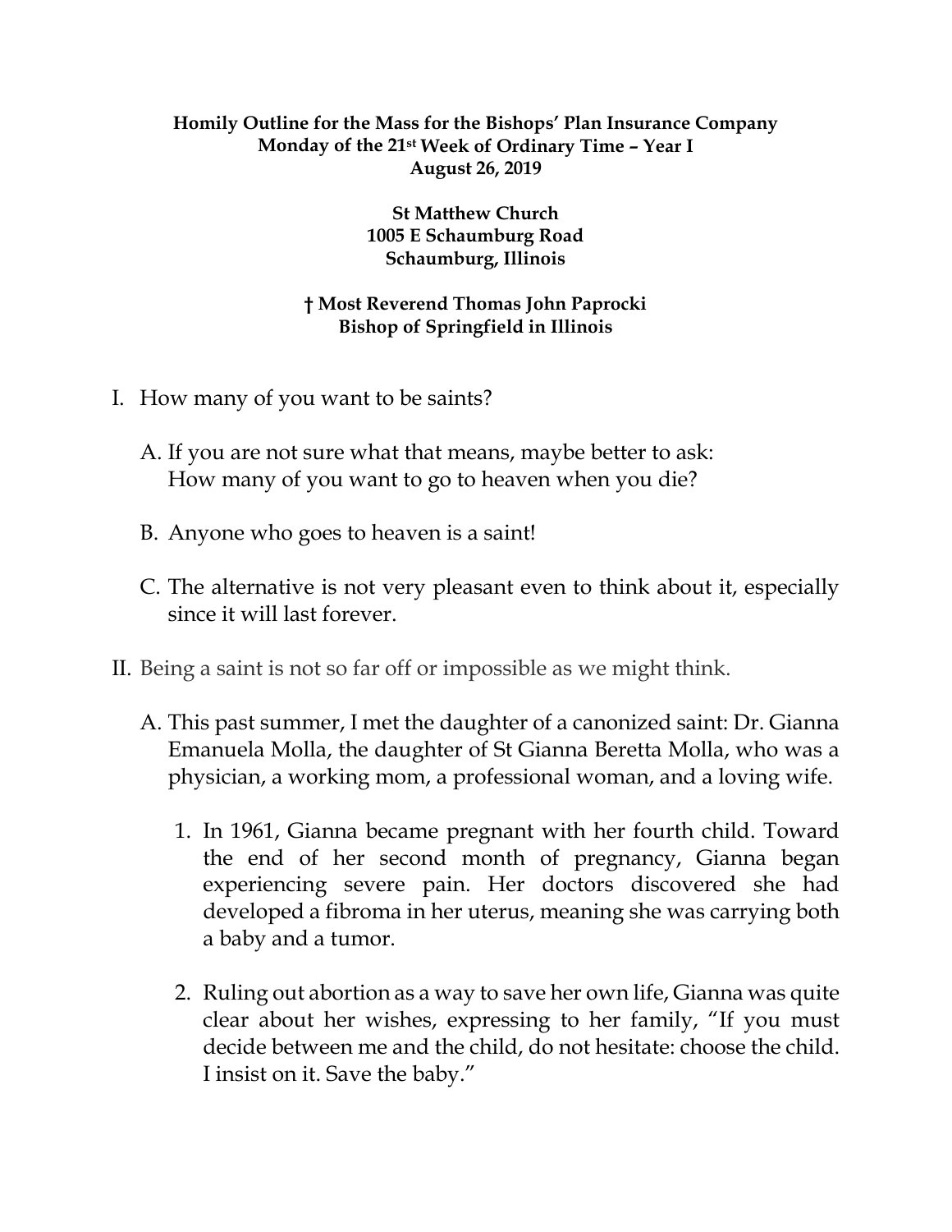**Homily Outline for the Mass for the Bishops' Plan Insurance Company**
**Monday of the 21st Week of Ordinary Time – Year I**
**August 26, 2019**

**St Matthew Church**
**1005 E Schaumburg Road**
**Schaumburg, Illinois**

**† Most Reverend Thomas John Paprocki**
**Bishop of Springfield in Illinois**

I. How many of you want to be saints?

   A. If you are not sure what that means, maybe better to ask: How many of you want to go to heaven when you die?

   B. Anyone who goes to heaven is a saint!

   C. The alternative is not very pleasant even to think about it, especially since it will last forever.

II. Being a saint is not so far off or impossible as we might think.

   A. This past summer, I met the daughter of a canonized saint: Dr. Gianna Emanuela Molla, the daughter of St Gianna Beretta Molla, who was a physician, a working mom, a professional woman, and a loving wife.

      1. In 1961, Gianna became pregnant with her fourth child. Toward the end of her second month of pregnancy, Gianna began experiencing severe pain. Her doctors discovered she had developed a fibroma in her uterus, meaning she was carrying both a baby and a tumor.

      2. Ruling out abortion as a way to save her own life, Gianna was quite clear about her wishes, expressing to her family, "If you must decide between me and the child, do not hesitate: choose the child. I insist on it. Save the baby."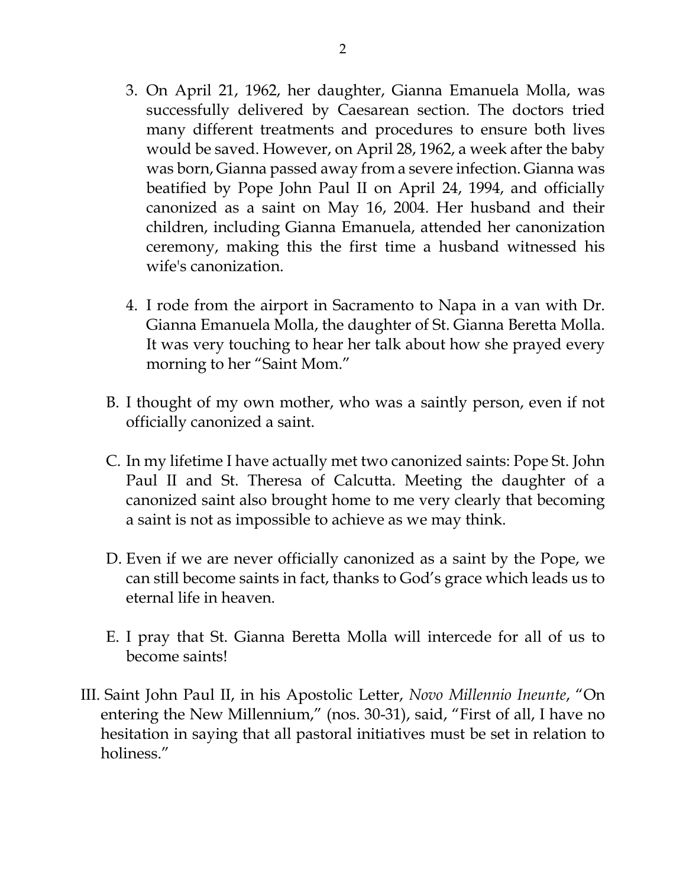3. On April 21, 1962, her daughter, Gianna Emanuela Molla, was successfully delivered by Caesarean section. The doctors tried many different treatments and procedures to ensure both lives would be saved. However, on April 28, 1962, a week after the baby was born, Gianna passed away from a severe infection. Gianna was beatified by Pope John Paul II on April 24, 1994, and officially canonized as a saint on May 16, 2004. Her husband and their children, including Gianna Emanuela, attended her canonization ceremony, making this the first time a husband witnessed his wife's canonization.

4. I rode from the airport in Sacramento to Napa in a van with Dr. Gianna Emanuela Molla, the daughter of St. Gianna Beretta Molla. It was very touching to hear her talk about how she prayed every morning to her "Saint Mom."

B. I thought of my own mother, who was a saintly person, even if not officially canonized a saint.

C. In my lifetime I have actually met two canonized saints: Pope St. John Paul II and St. Theresa of Calcutta. Meeting the daughter of a canonized saint also brought home to me very clearly that becoming a saint is not as impossible to achieve as we may think.

D. Even if we are never officially canonized as a saint by the Pope, we can still become saints in fact, thanks to God's grace which leads us to eternal life in heaven.

E. I pray that St. Gianna Beretta Molla will intercede for all of us to become saints!

III. Saint John Paul II, in his Apostolic Letter, *Novo Millennio Ineunte*, "On entering the New Millennium," (nos. 30-31), said, "First of all, I have no hesitation in saying that all pastoral initiatives must be set in relation to holiness."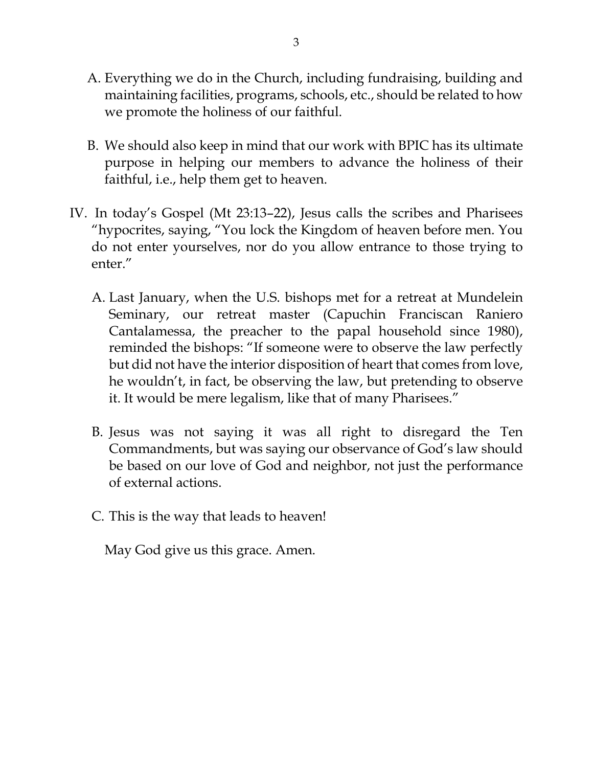A. Everything we do in the Church, including fundraising, building and maintaining facilities, programs, schools, etc., should be related to how we promote the holiness of our faithful.

B. We should also keep in mind that our work with BPIC has its ultimate purpose in helping our members to advance the holiness of their faithful, i.e., help them get to heaven.

IV. In today's Gospel (Mt 23:13–22), Jesus calls the scribes and Pharisees "hypocrites, saying, "You lock the Kingdom of heaven before men. You do not enter yourselves, nor do you allow entrance to those trying to enter."

A. Last January, when the U.S. bishops met for a retreat at Mundelein Seminary, our retreat master (Capuchin Franciscan Raniero Cantalamessa, the preacher to the papal household since 1980), reminded the bishops: "If someone were to observe the law perfectly but did not have the interior disposition of heart that comes from love, he wouldn't, in fact, be observing the law, but pretending to observe it. It would be mere legalism, like that of many Pharisees."

B. Jesus was not saying it was all right to disregard the Ten Commandments, but was saying our observance of God's law should be based on our love of God and neighbor, not just the performance of external actions.

C. This is the way that leads to heaven!

May God give us this grace. Amen.